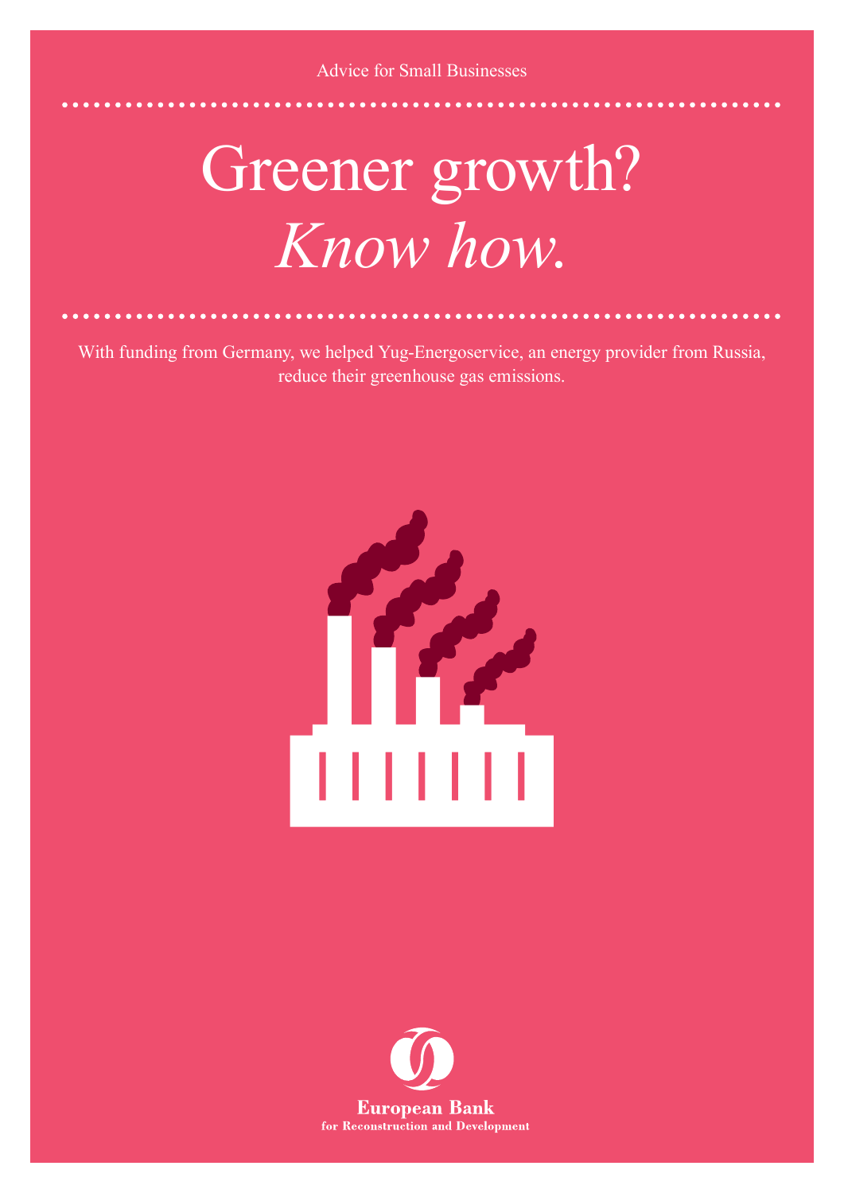Advice for Small Businesses

# Greener growth? *Know how.*

With funding from Germany, we helped Yug-Energoservice, an energy provider from Russia, reduce their greenhouse gas emissions.

**European Bank**
**for Reconstruction and Development**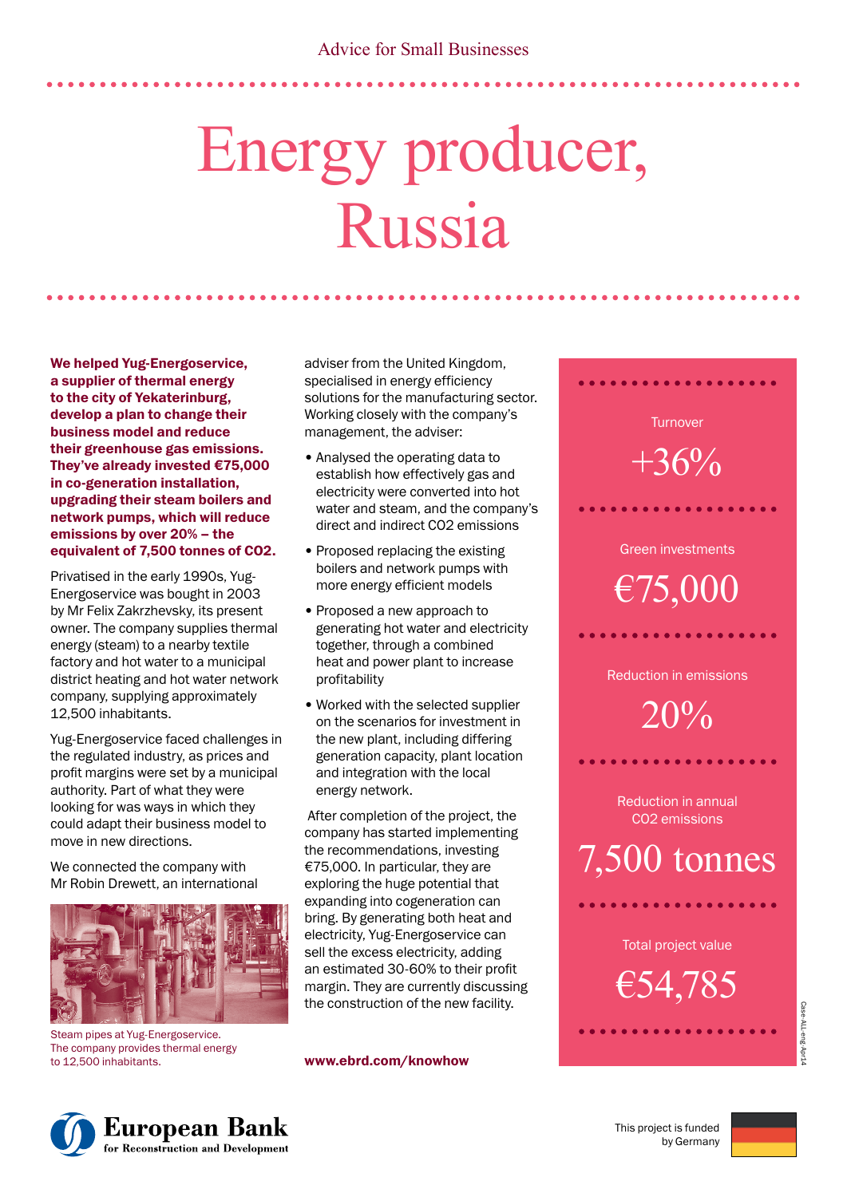Advice for Small Businesses

# Energy producer, Russia

**We helped Yug-Energoservice, a supplier of thermal energy to the city of Yekaterinburg, develop a plan to change their business model and reduce their greenhouse gas emissions. They've already invested €75,000 in co-generation installation, upgrading their steam boilers and network pumps, which will reduce emissions by over 20% – the equivalent of 7,500 tonnes of CO2.**

Privatised in the early 1990s, Yug-Energoservice was bought in 2003 by Mr Felix Zakrzhevsky, its present owner. The company supplies thermal energy (steam) to a nearby textile factory and hot water to a municipal district heating and hot water network company, supplying approximately 12,500 inhabitants.

Yug-Energoservice faced challenges in the regulated industry, as prices and profit margins were set by a municipal authority. Part of what they were looking for was ways in which they could adapt their business model to move in new directions.

We connected the company with Mr Robin Drewett, an international adviser from the United Kingdom, specialised in energy efficiency solutions for the manufacturing sector. Working closely with the company's management, the adviser:

- Analysed the operating data to establish how effectively gas and electricity were converted into hot water and steam, and the company's direct and indirect CO2 emissions
- Proposed replacing the existing boilers and network pumps with more energy efficient models
- Proposed a new approach to generating hot water and electricity together, through a combined heat and power plant to increase profitability
- Worked with the selected supplier on the scenarios for investment in the new plant, including differing generation capacity, plant location and integration with the local energy network.

After completion of the project, the company has started implementing the recommendations, investing €75,000. In particular, they are exploring the huge potential that expanding into cogeneration can bring. By generating both heat and electricity, Yug-Energoservice can sell the excess electricity, adding an estimated 30-60% to their profit margin. They are currently discussing the construction of the new facility.

Steam pipes at Yug-Energoservice. The company provides thermal energy to 12,500 inhabitants.

**www.ebrd.com/knowhow**

Turnover

+36%

Green investments

€75,000

Reduction in emissions

20%

Reduction in annual CO2 emissions

7,500 tonnes

Total project value

€54,785

Case-ALL-eng Apr14

European Bank for Reconstruction and Development

This project is funded by Germany